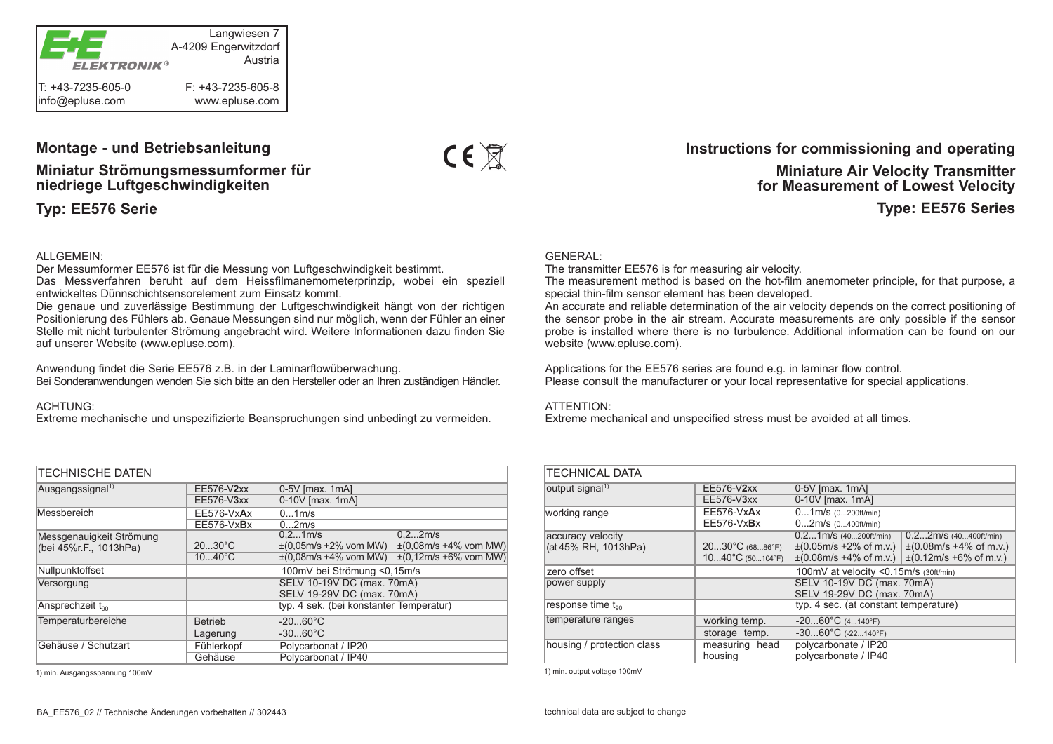E+E ELEKTRONIK®

Langwiesen 7
A-4209 Engerwitzdorf
Austria

T: +43-7235-605-0
F: +43-7235-605-8
info@epluse.com
www.epluse.com

## Montage - und Betriebsanleitung

### Miniatur Strömungsmessumformer für niedriege Luftgeschwindigkeiten

### Typ: EE576 Serie

ALLGEMEIN:
Der Messumformer EE576 ist für die Messung von Luftgeschwindigkeit bestimmt.
Das Messverfahren beruht auf dem Heissfilmanemometerprinzip, wobei ein speziell entwickeltes Dünnschichtsensorelement zum Einsatz kommt.
Die genaue und zuverlässige Bestimmung der Luftgeschwindigkeit hängt von der richtigen Positionierung des Fühlers ab. Genaue Messungen sind nur möglich, wenn der Fühler an einer Stelle mit nicht turbulenter Strömung angebracht wird. Weitere Informationen dazu finden Sie auf unserer Website (www.epluse.com).

Anwendung findet die Serie EE576 z.B. in der Laminarflowüberwachung.
Bei Sonderanwendungen wenden Sie sich bitte an den Hersteller oder an Ihren zuständigen Händler.

ACHTUNG:
Extreme mechanische und unspezifizierte Beanspruchungen sind unbedingt zu vermeiden.

| TECHNISCHE DATEN | | | |
|---|---|---|---|
| Ausgangssignal[1] | EE576-V**2**xx | 0-5V [max. 1mA] | |
| | EE576-V**3**xx | 0-10V [max. 1mA] | |
| Messbereich | EE576-Vx**A**x | 0...1m/s | |
| | EE576-Vx**B**x | 0...2m/s | |
| Messgenauigkeit Strömung (bei 45%r.F., 1013hPa) | | 0,2...1m/s | 0,2...2m/s |
| | 20...30°C | ±(0,05m/s +2% vom MW) | ±(0,08m/s +4% vom MW) |
| | 10...40°C | ±(0,08m/s +4% vom MW) | ±(0,12m/s +6% vom MW) |
| Nullpunktoffset | | 100mV bei Strömung <0,15m/s | |
| Versorgung | | SELV 10-19V DC (max. 70mA) | |
| | | SELV 19-29V DC (max. 70mA) | |
| Ansprechzeit $t_{90}$ | | typ. 4 sek. (bei konstanter Temperatur) | |
| Temperaturbereiche | Betrieb | -20...60°C | |
| | Lagerung | -30...60°C | |
| Gehäuse / Schutzart | Fühlerkopf | Polycarbonat / IP20 | |
| | Gehäuse | Polycarbonat / IP40 | |

1) min. Ausgangsspannung 100mV

BA_EE576_02 // Technische Änderungen vorbehalten // 302443

## Instructions for commissioning and operating

### Miniature Air Velocity Transmitter for Measurement of Lowest Velocity

### Type: EE576 Series

GENERAL:
The transmitter EE576 is for measuring air velocity.
The measurement method is based on the hot-film anemometer principle, for that purpose, a special thin-film sensor element has been developed.
An accurate and reliable determination of the air velocity depends on the correct positioning of the sensor probe in the air stream. Accurate measurements are only possible if the sensor probe is installed where there is no turbulence. Additional information can be found on our website (www.epluse.com).

Applications for the EE576 series are found e.g. in laminar flow control.
Please consult the manufacturer or your local representative for special applications.

ATTENTION:
Extreme mechanical and unspecified stress must be avoided at all times.

| TECHNICAL DATA | | | |
|---|---|---|---|
| output signal[1] | EE576-V**2**xx | 0-5V [max. 1mA] | |
| | EE576-V**3**xx | 0-10V [max. 1mA] | |
| working range | EE576-Vx**A**x | 0...1m/s (0...200ft/min) | |
| | EE576-Vx**B**x | 0...2m/s (0...400ft/min) | |
| accuracy velocity (at 45% RH, 1013hPa) | | 0.2...1m/s (40...200ft/min) | 0.2...2m/s (40...400ft/min) |
| | 20...30°C (68...86°F) | ±(0.05m/s +2% of m.v.) | ±(0.08m/s +4% of m.v.) |
| | 10...40°C (50...104°F) | ±(0.08m/s +4% of m.v.) | ±(0.12m/s +6% of m.v.) |
| zero offset | | 100mV at velocity <0.15m/s (30ft/min) | |
| power supply | | SELV 10-19V DC (max. 70mA) | |
| | | SELV 19-29V DC (max. 70mA) | |
| response time $t_{90}$ | | typ. 4 sec. (at constant temperature) | |
| temperature ranges | working temp. | -20...60°C (4...140°F) | |
| | storage temp. | -30...60°C (-22...140°F) | |
| housing / protection class | measuring head | polycarbonate / IP20 | |
| | housing | polycarbonate / IP40 | |

1) min. output voltage 100mV

technical data are subject to change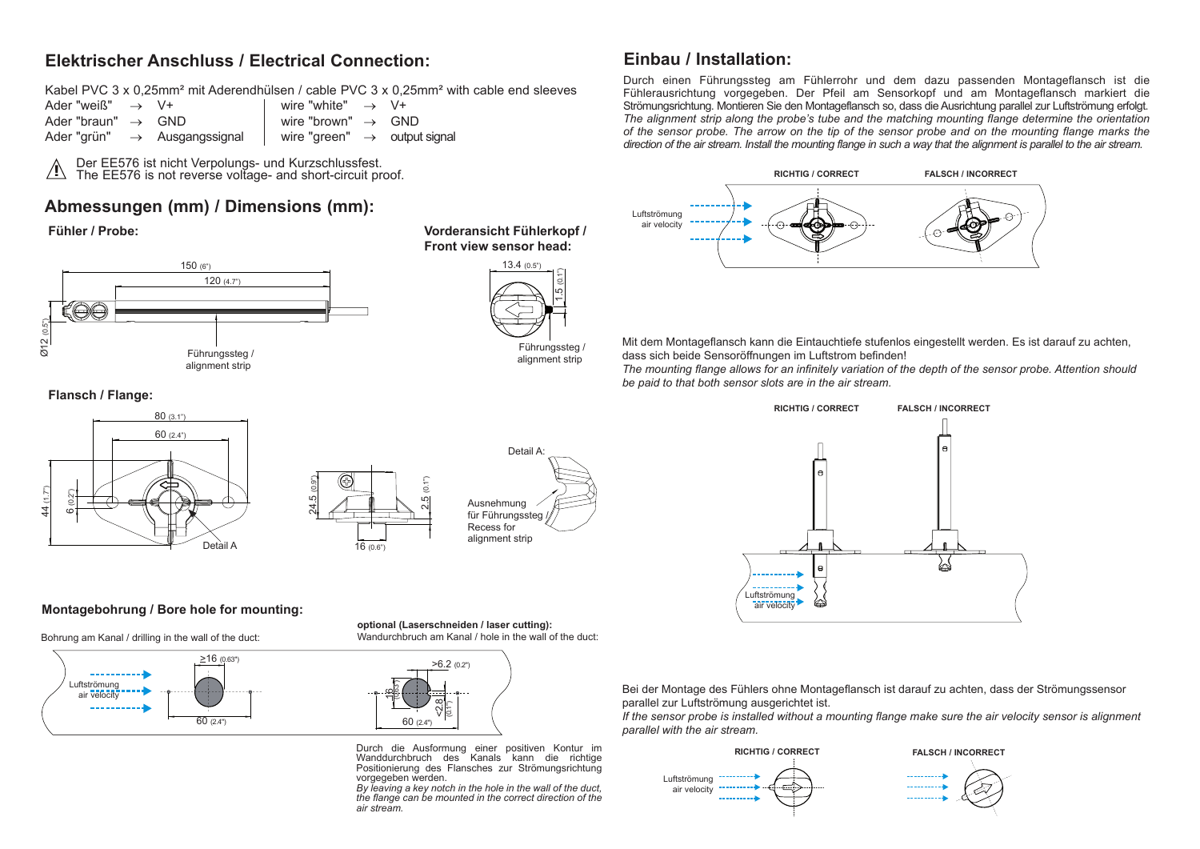## Elektrischer Anschluss / Electrical Connection:

Kabel PVC 3 x 0,25mm² mit Aderendhülsen / cable PVC 3 x 0,25mm² with cable end sleeves

| | | | |
|---|---|---|---|
| Ader "weiß" | → V+ | wire "white" | → V+ |
| Ader "braun" | → GND | wire "brown" | → GND |
| Ader "grün" | → Ausgangssignal | wire "green" | → output signal |

⚠ Der EE576 ist nicht Verpolungs- und Kurzschlussfest.
The EE576 is not reverse voltage- and short-circuit proof.

## Abmessungen (mm) / Dimensions (mm):

**Fühler / Probe:**

150 (6")
120 (4.7")
Ø12 (0.5")
Führungssteg / alignment strip

**Vorderansicht Fühlerkopf / Front view sensor head:**

13.4 (0.5")
1.5 (0.1")
Führungssteg / alignment strip

**Flansch / Flange:**

80 (3.1")
60 (2.4")
44 (1.7")
6 (0.2")
Detail A
24.5 (0.9")
2.5 (0.1")
16 (0.6")

Detail A:
Ausnehmung für Führungssteg / Recess for alignment strip

**Montagebohrung / Bore hole for mounting:**

Bohrung am Kanal / drilling in the wall of the duct:

Luftströmung air velocity
≥16 (0.63")
60 (2.4")

**optional (Laserschneiden / laser cutting):**
Wandurchbruch am Kanal / hole in the wall of the duct:

>6.2 (0.2")
16 (0.63")
<2.8 (0.1")
60 (2.4")

Durch die Ausformung einer positiven Kontur im Wanddurchbruch des Kanals kann die richtige Positionierung des Flansches zur Strömungsrichtung vorgegeben werden.
*By leaving a key notch in the hole in the wall of the duct, the flange can be mounted in the correct direction of the air stream.*

## Einbau / Installation:

Durch einen Führungssteg am Fühlerrohr und dem dazu passenden Montageflansch ist die Fühlerausrichtung vorgegeben. Der Pfeil am Sensorkopf und am Montageflansch markiert die Strömungsrichtung. Montieren Sie den Montageflansch so, dass die Ausrichtung parallel zur Luftströmung erfolgt.
*The alignment strip along the probe's tube and the matching mounting flange determine the orientation of the sensor probe. The arrow on the tip of the sensor probe and on the mounting flange marks the direction of the air stream. Install the mounting flange in such a way that the alignment is parallel to the air stream.*

RICHTIG / CORRECT
FALSCH / INCORRECT
Luftströmung air velocity

Mit dem Montageflansch kann die Eintauchtiefe stufenlos eingestellt werden. Es ist darauf zu achten, dass sich beide Sensoröffnungen im Luftstrom befinden!
*The mounting flange allows for an infinitely variation of the depth of the sensor probe. Attention should be paid to that both sensor slots are in the air stream.*

RICHTIG / CORRECT
FALSCH / INCORRECT
Luftströmung air velocity

Bei der Montage des Fühlers ohne Montageflansch ist darauf zu achten, dass der Strömungssensor parallel zur Luftströmung ausgerichtet ist.
*If the sensor probe is installed without a mounting flange make sure the air velocity sensor is alignment parallel with the air stream.*

RICHTIG / CORRECT
FALSCH / INCORRECT
Luftströmung air velocity